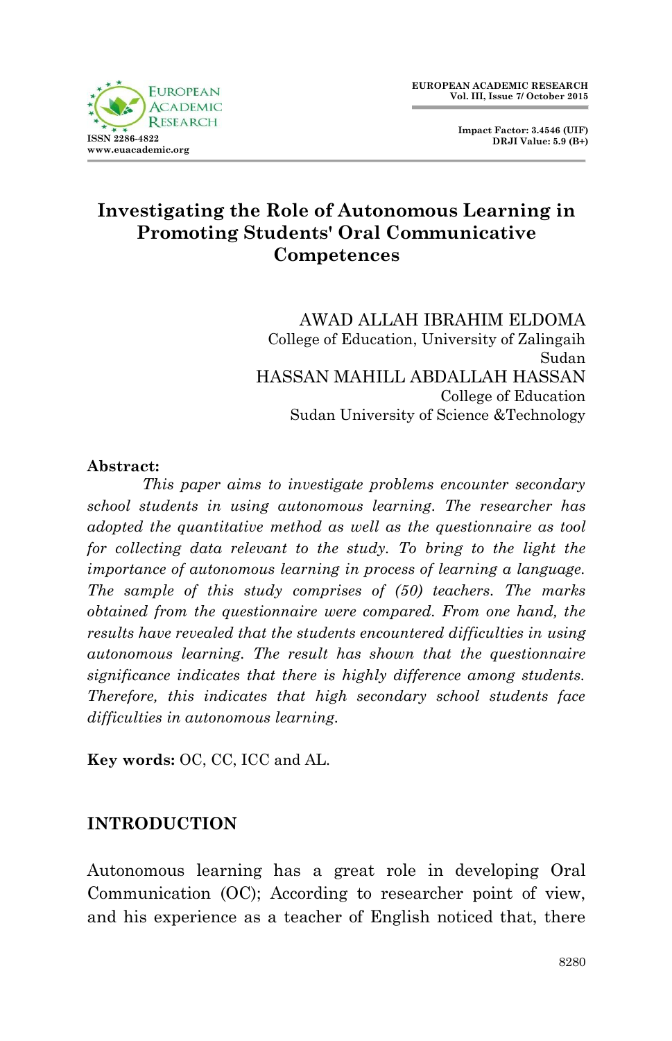# Investigating the Role of Autonomous Learning in Promoting Students' Oral Communicative Competences

AWAD ALLAH IBRAHIM ELDOMA
College of Education, University of Zalingaih
Sudan

HASSAN MAHILL ABDALLAH HASSAN
College of Education
Sudan University of Science &Technology

**Abstract:**

*This paper aims to investigate problems encounter secondary school students in using autonomous learning. The researcher has adopted the quantitative method as well as the questionnaire as tool for collecting data relevant to the study. To bring to the light the importance of autonomous learning in process of learning a language. The sample of this study comprises of (50) teachers. The marks obtained from the questionnaire were compared. From one hand, the results have revealed that the students encountered difficulties in using autonomous learning. The result has shown that the questionnaire significance indicates that there is highly difference among students. Therefore, this indicates that high secondary school students face difficulties in autonomous learning.*

**Key words:** OC, CC, ICC and AL.

## INTRODUCTION

Autonomous learning has a great role in developing Oral Communication (OC); According to researcher point of view, and his experience as a teacher of English noticed that, there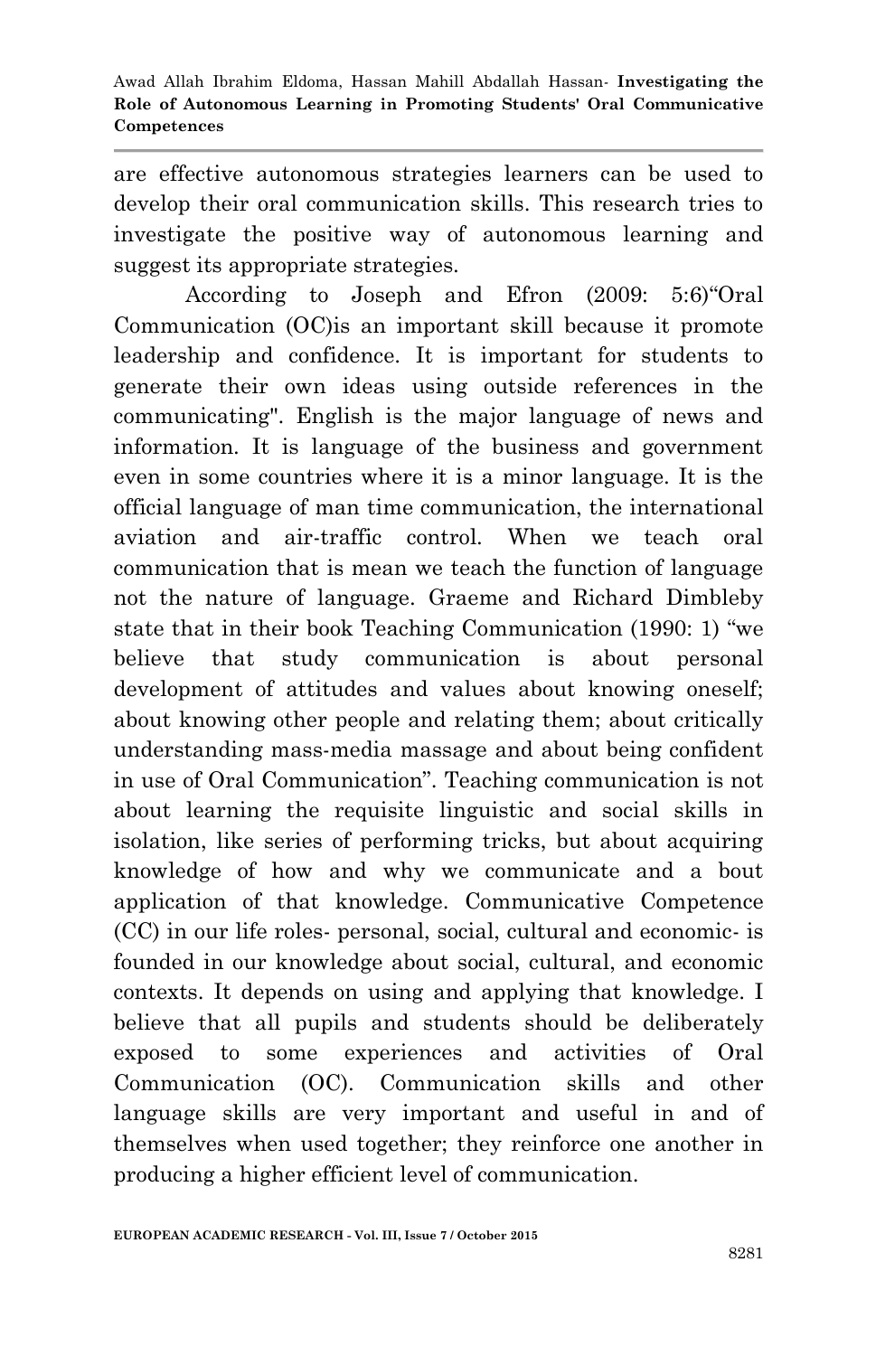are effective autonomous strategies learners can be used to develop their oral communication skills. This research tries to investigate the positive way of autonomous learning and suggest its appropriate strategies.

According to Joseph and Efron (2009: 5:6)"Oral Communication (OC)is an important skill because it promote leadership and confidence. It is important for students to generate their own ideas using outside references in the communicating". English is the major language of news and information. It is language of the business and government even in some countries where it is a minor language. It is the official language of man time communication, the international aviation and air-traffic control. When we teach oral communication that is mean we teach the function of language not the nature of language. Graeme and Richard Dimbleby state that in their book Teaching Communication (1990: 1) "we believe that study communication is about personal development of attitudes and values about knowing oneself; about knowing other people and relating them; about critically understanding mass-media massage and about being confident in use of Oral Communication". Teaching communication is not about learning the requisite linguistic and social skills in isolation, like series of performing tricks, but about acquiring knowledge of how and why we communicate and a bout application of that knowledge. Communicative Competence (CC) in our life roles- personal, social, cultural and economic- is founded in our knowledge about social, cultural, and economic contexts. It depends on using and applying that knowledge. I believe that all pupils and students should be deliberately exposed to some experiences and activities of Oral Communication (OC). Communication skills and other language skills are very important and useful in and of themselves when used together; they reinforce one another in producing a higher efficient level of communication.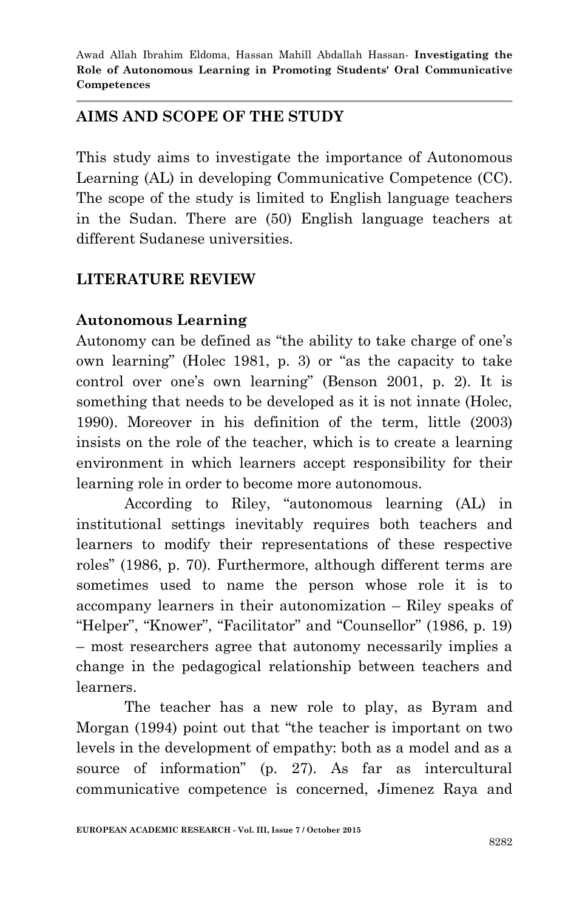## AIMS AND SCOPE OF THE STUDY

This study aims to investigate the importance of Autonomous Learning (AL) in developing Communicative Competence (CC). The scope of the study is limited to English language teachers in the Sudan. There are (50) English language teachers at different Sudanese universities.

## LITERATURE REVIEW

### Autonomous Learning

Autonomy can be defined as "the ability to take charge of one's own learning" (Holec 1981, p. 3) or "as the capacity to take control over one's own learning" (Benson 2001, p. 2). It is something that needs to be developed as it is not innate (Holec, 1990). Moreover in his definition of the term, little (2003) insists on the role of the teacher, which is to create a learning environment in which learners accept responsibility for their learning role in order to become more autonomous.

According to Riley, "autonomous learning (AL) in institutional settings inevitably requires both teachers and learners to modify their representations of these respective roles" (1986, p. 70). Furthermore, although different terms are sometimes used to name the person whose role it is to accompany learners in their autonomization – Riley speaks of "Helper", "Knower", "Facilitator" and "Counsellor" (1986, p. 19) – most researchers agree that autonomy necessarily implies a change in the pedagogical relationship between teachers and learners.

The teacher has a new role to play, as Byram and Morgan (1994) point out that "the teacher is important on two levels in the development of empathy: both as a model and as a source of information" (p. 27). As far as intercultural communicative competence is concerned, Jimenez Raya and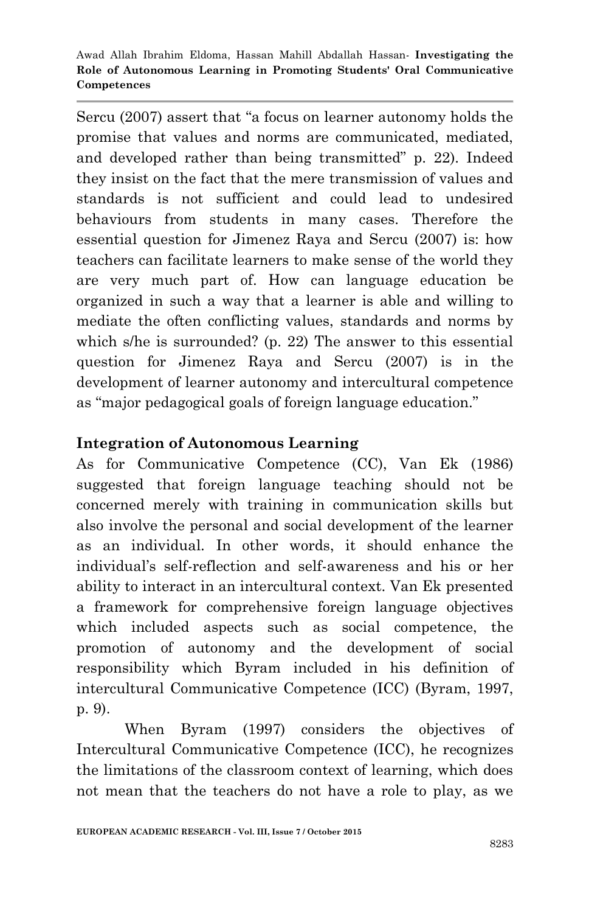Sercu (2007) assert that "a focus on learner autonomy holds the promise that values and norms are communicated, mediated, and developed rather than being transmitted" p. 22). Indeed they insist on the fact that the mere transmission of values and standards is not sufficient and could lead to undesired behaviours from students in many cases. Therefore the essential question for Jimenez Raya and Sercu (2007) is: how teachers can facilitate learners to make sense of the world they are very much part of. How can language education be organized in such a way that a learner is able and willing to mediate the often conflicting values, standards and norms by which s/he is surrounded? (p. 22) The answer to this essential question for Jimenez Raya and Sercu (2007) is in the development of learner autonomy and intercultural competence as "major pedagogical goals of foreign language education."

## Integration of Autonomous Learning

As for Communicative Competence (CC), Van Ek (1986) suggested that foreign language teaching should not be concerned merely with training in communication skills but also involve the personal and social development of the learner as an individual. In other words, it should enhance the individual's self-reflection and self-awareness and his or her ability to interact in an intercultural context. Van Ek presented a framework for comprehensive foreign language objectives which included aspects such as social competence, the promotion of autonomy and the development of social responsibility which Byram included in his definition of intercultural Communicative Competence (ICC) (Byram, 1997, p. 9).

When Byram (1997) considers the objectives of Intercultural Communicative Competence (ICC), he recognizes the limitations of the classroom context of learning, which does not mean that the teachers do not have a role to play, as we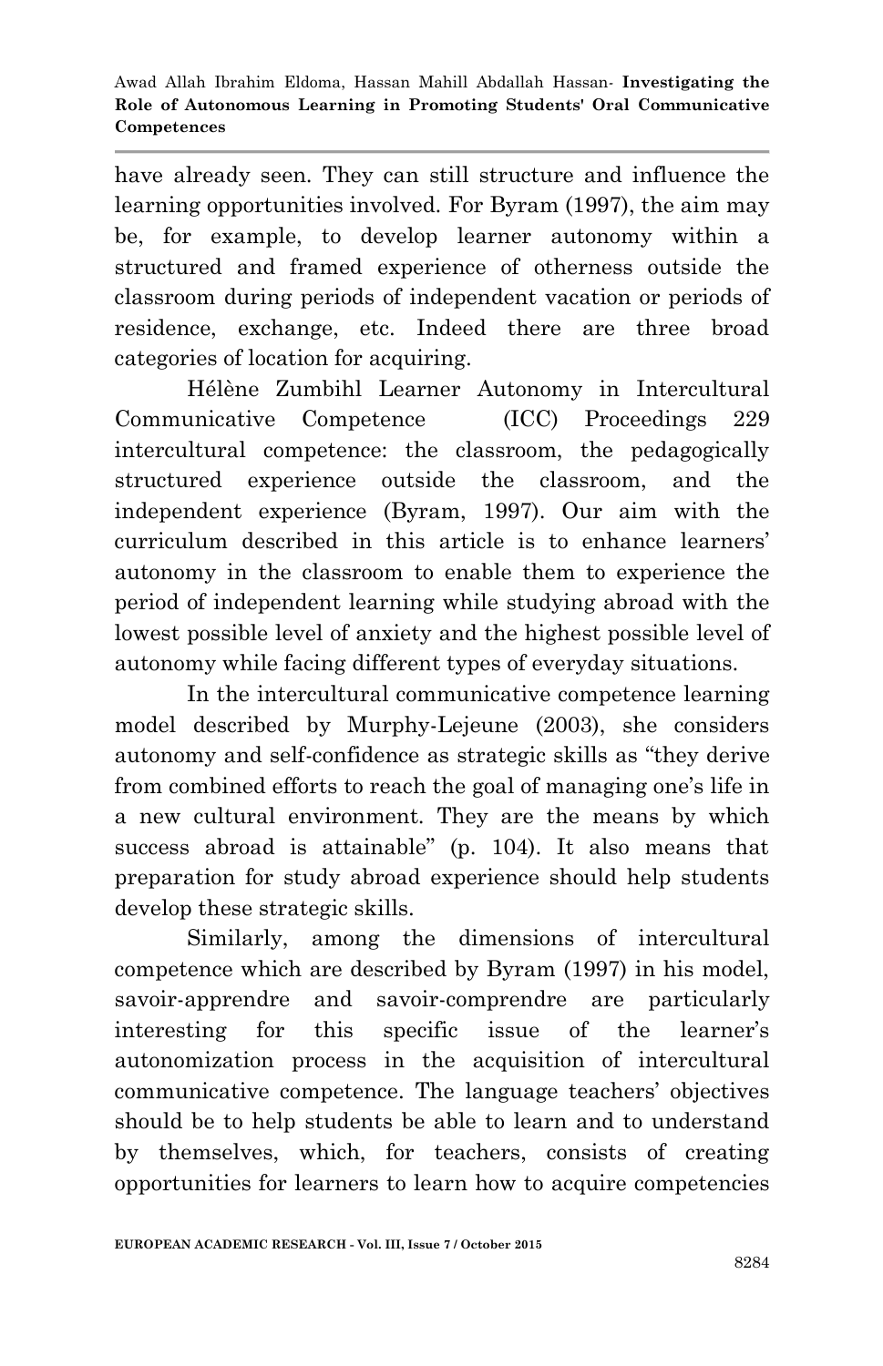have already seen. They can still structure and influence the learning opportunities involved. For Byram (1997), the aim may be, for example, to develop learner autonomy within a structured and framed experience of otherness outside the classroom during periods of independent vacation or periods of residence, exchange, etc. Indeed there are three broad categories of location for acquiring.

Hélène Zumbihl Learner Autonomy in Intercultural Communicative Competence (ICC) Proceedings 229 intercultural competence: the classroom, the pedagogically structured experience outside the classroom, and the independent experience (Byram, 1997). Our aim with the curriculum described in this article is to enhance learners' autonomy in the classroom to enable them to experience the period of independent learning while studying abroad with the lowest possible level of anxiety and the highest possible level of autonomy while facing different types of everyday situations.

In the intercultural communicative competence learning model described by Murphy-Lejeune (2003), she considers autonomy and self-confidence as strategic skills as "they derive from combined efforts to reach the goal of managing one's life in a new cultural environment. They are the means by which success abroad is attainable" (p. 104). It also means that preparation for study abroad experience should help students develop these strategic skills.

Similarly, among the dimensions of intercultural competence which are described by Byram (1997) in his model, savoir-apprendre and savoir-comprendre are particularly interesting for this specific issue of the learner's autonomization process in the acquisition of intercultural communicative competence. The language teachers' objectives should be to help students be able to learn and to understand by themselves, which, for teachers, consists of creating opportunities for learners to learn how to acquire competencies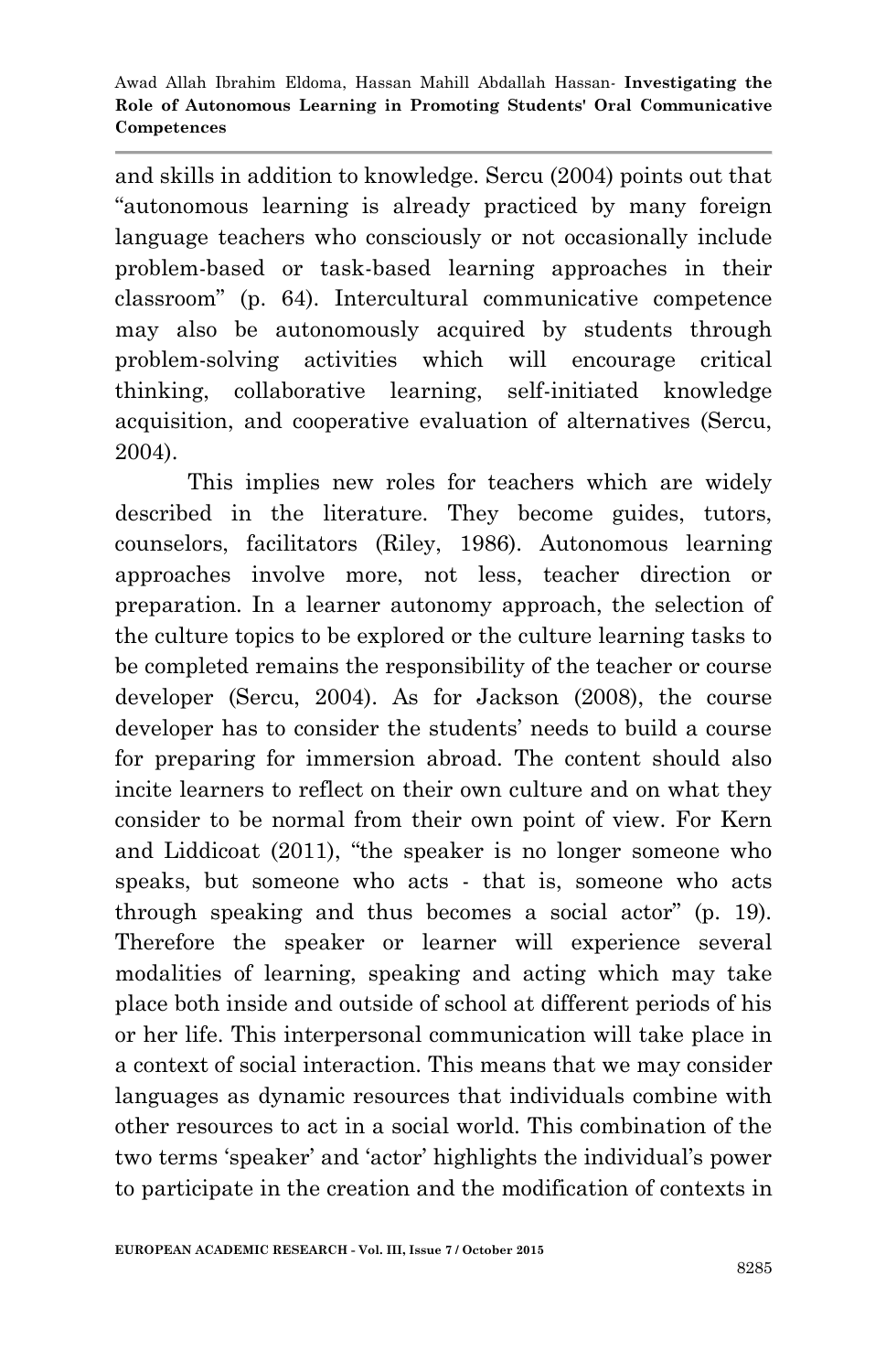and skills in addition to knowledge. Sercu (2004) points out that "autonomous learning is already practiced by many foreign language teachers who consciously or not occasionally include problem-based or task-based learning approaches in their classroom" (p. 64). Intercultural communicative competence may also be autonomously acquired by students through problem-solving activities which will encourage critical thinking, collaborative learning, self-initiated knowledge acquisition, and cooperative evaluation of alternatives (Sercu, 2004).

This implies new roles for teachers which are widely described in the literature. They become guides, tutors, counselors, facilitators (Riley, 1986). Autonomous learning approaches involve more, not less, teacher direction or preparation. In a learner autonomy approach, the selection of the culture topics to be explored or the culture learning tasks to be completed remains the responsibility of the teacher or course developer (Sercu, 2004). As for Jackson (2008), the course developer has to consider the students' needs to build a course for preparing for immersion abroad. The content should also incite learners to reflect on their own culture and on what they consider to be normal from their own point of view. For Kern and Liddicoat (2011), "the speaker is no longer someone who speaks, but someone who acts - that is, someone who acts through speaking and thus becomes a social actor" (p. 19). Therefore the speaker or learner will experience several modalities of learning, speaking and acting which may take place both inside and outside of school at different periods of his or her life. This interpersonal communication will take place in a context of social interaction. This means that we may consider languages as dynamic resources that individuals combine with other resources to act in a social world. This combination of the two terms 'speaker' and 'actor' highlights the individual's power to participate in the creation and the modification of contexts in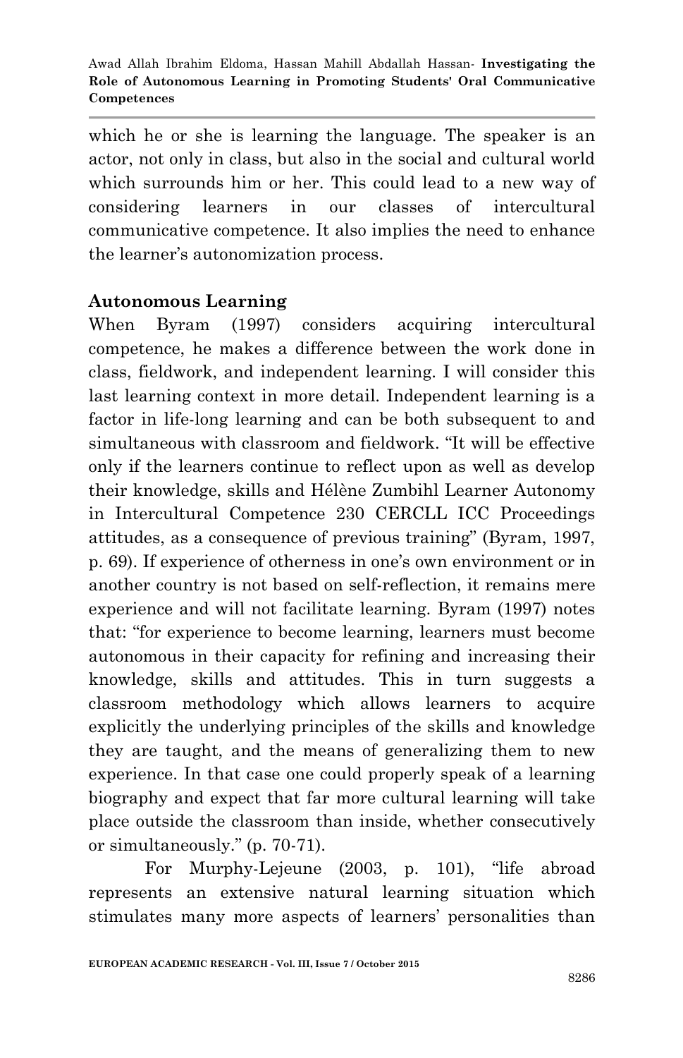which he or she is learning the language. The speaker is an actor, not only in class, but also in the social and cultural world which surrounds him or her. This could lead to a new way of considering learners in our classes of intercultural communicative competence. It also implies the need to enhance the learner's autonomization process.

## Autonomous Learning

When Byram (1997) considers acquiring intercultural competence, he makes a difference between the work done in class, fieldwork, and independent learning. I will consider this last learning context in more detail. Independent learning is a factor in life-long learning and can be both subsequent to and simultaneous with classroom and fieldwork. "It will be effective only if the learners continue to reflect upon as well as develop their knowledge, skills and Hélène Zumbihl Learner Autonomy in Intercultural Competence 230 CERCLL ICC Proceedings attitudes, as a consequence of previous training" (Byram, 1997, p. 69). If experience of otherness in one's own environment or in another country is not based on self-reflection, it remains mere experience and will not facilitate learning. Byram (1997) notes that: "for experience to become learning, learners must become autonomous in their capacity for refining and increasing their knowledge, skills and attitudes. This in turn suggests a classroom methodology which allows learners to acquire explicitly the underlying principles of the skills and knowledge they are taught, and the means of generalizing them to new experience. In that case one could properly speak of a learning biography and expect that far more cultural learning will take place outside the classroom than inside, whether consecutively or simultaneously." (p. 70-71).

For Murphy-Lejeune (2003, p. 101), "life abroad represents an extensive natural learning situation which stimulates many more aspects of learners' personalities than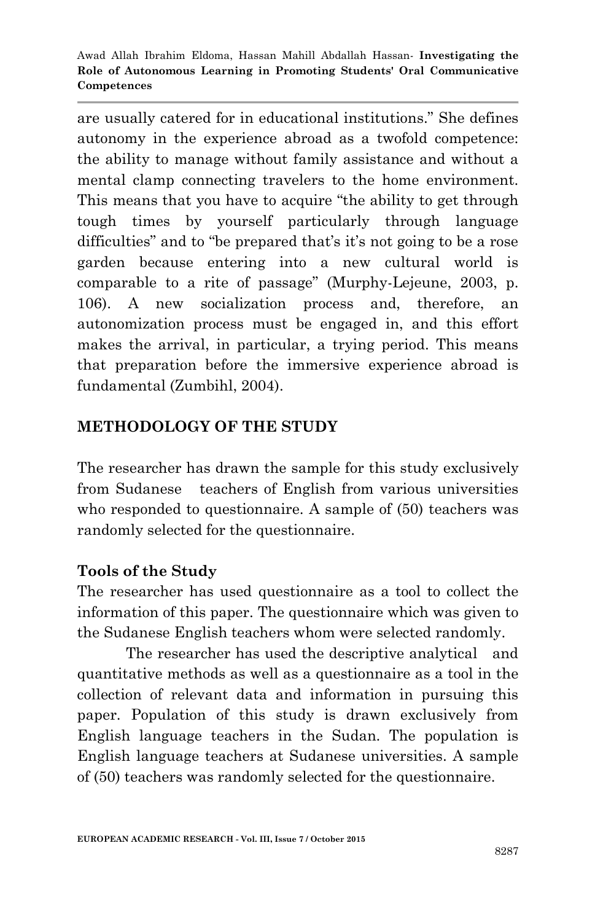are usually catered for in educational institutions." She defines autonomy in the experience abroad as a twofold competence: the ability to manage without family assistance and without a mental clamp connecting travelers to the home environment. This means that you have to acquire "the ability to get through tough times by yourself particularly through language difficulties" and to "be prepared that's it's not going to be a rose garden because entering into a new cultural world is comparable to a rite of passage" (Murphy-Lejeune, 2003, p. 106). A new socialization process and, therefore, an autonomization process must be engaged in, and this effort makes the arrival, in particular, a trying period. This means that preparation before the immersive experience abroad is fundamental (Zumbihl, 2004).

## METHODOLOGY OF THE STUDY

The researcher has drawn the sample for this study exclusively from Sudanese teachers of English from various universities who responded to questionnaire. A sample of (50) teachers was randomly selected for the questionnaire.

### Tools of the Study

The researcher has used questionnaire as a tool to collect the information of this paper. The questionnaire which was given to the Sudanese English teachers whom were selected randomly.

The researcher has used the descriptive analytical and quantitative methods as well as a questionnaire as a tool in the collection of relevant data and information in pursuing this paper. Population of this study is drawn exclusively from English language teachers in the Sudan. The population is English language teachers at Sudanese universities. A sample of (50) teachers was randomly selected for the questionnaire.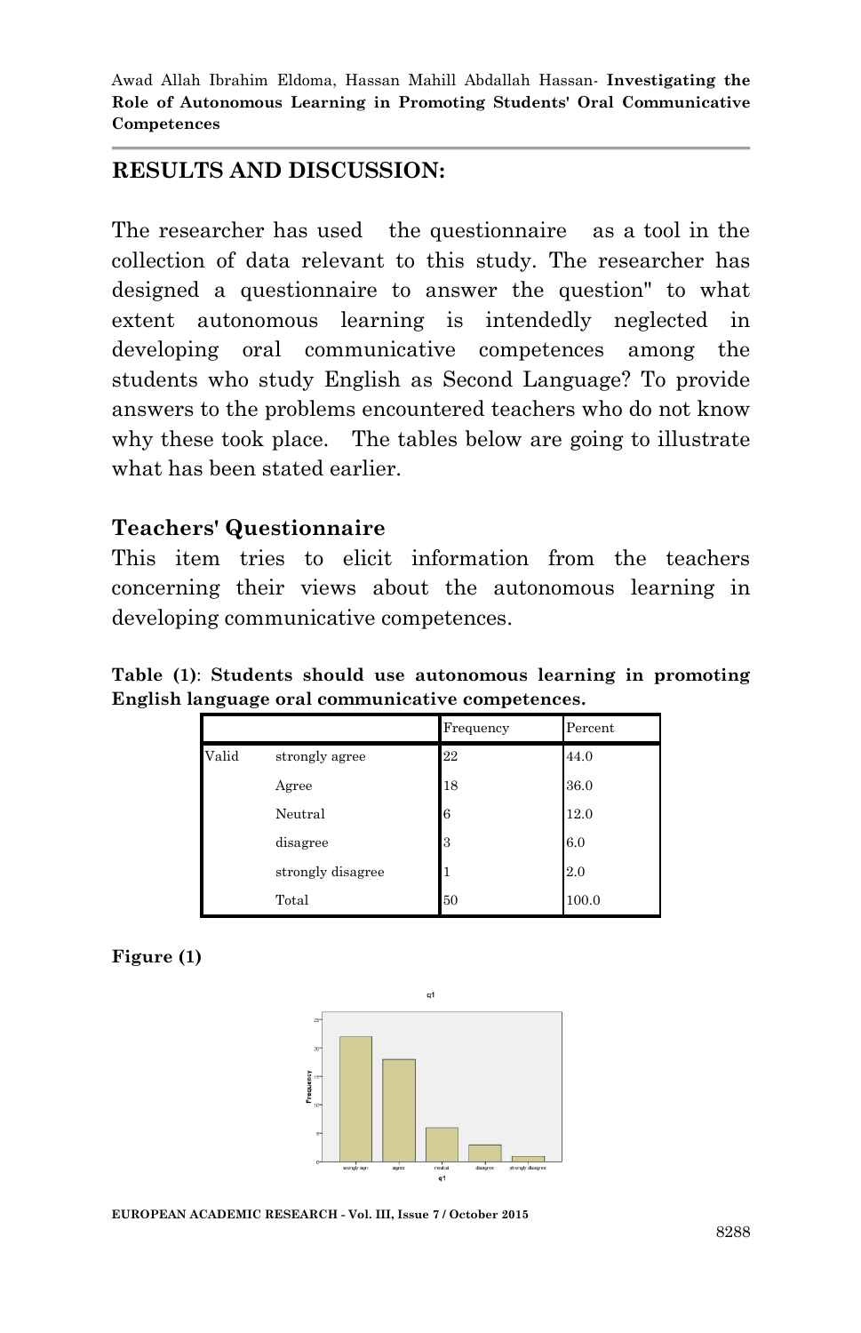## RESULTS AND DISCUSSION:

The researcher has used the questionnaire as a tool in the collection of data relevant to this study. The researcher has designed a questionnaire to answer the question" to what extent autonomous learning is intendedly neglected in developing oral communicative competences among the students who study English as Second Language? To provide answers to the problems encountered teachers who do not know why these took place. The tables below are going to illustrate what has been stated earlier.

### Teachers' Questionnaire

This item tries to elicit information from the teachers concerning their views about the autonomous learning in developing communicative competences.

**Table (1)**: **Students should use autonomous learning in promoting English language oral communicative competences.**

| | | Frequency | Percent |
|---|---|---|---|
| Valid | strongly agree | 22 | 44.0 |
| | Agree | 18 | 36.0 |
| | Neutral | 6 | 12.0 |
| | disagree | 3 | 6.0 |
| | strongly disagree | 1 | 2.0 |
| | Total | 50 | 100.0 |

**Figure (1)**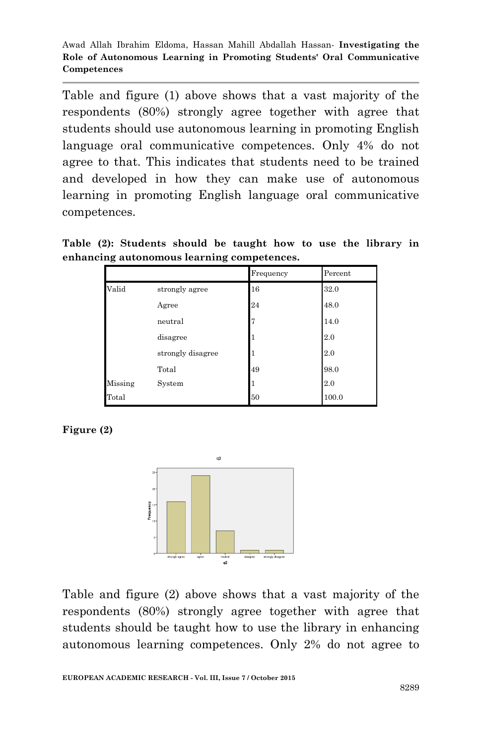Table and figure (1) above shows that a vast majority of the respondents (80%) strongly agree together with agree that students should use autonomous learning in promoting English language oral communicative competences. Only 4% do not agree to that. This indicates that students need to be trained and developed in how they can make use of autonomous learning in promoting English language oral communicative competences.

**Table (2): Students should be taught how to use the library in enhancing autonomous learning competences.**

| | | Frequency | Percent |
|---|---|---|---|
| Valid | strongly agree | 16 | 32.0 |
| | Agree | 24 | 48.0 |
| | neutral | 7 | 14.0 |
| | disagree | 1 | 2.0 |
| | strongly disagree | 1 | 2.0 |
| | Total | 49 | 98.0 |
| Missing | System | 1 | 2.0 |
| Total | | 50 | 100.0 |

**Figure (2)**

Table and figure (2) above shows that a vast majority of the respondents (80%) strongly agree together with agree that students should be taught how to use the library in enhancing autonomous learning competences. Only 2% do not agree to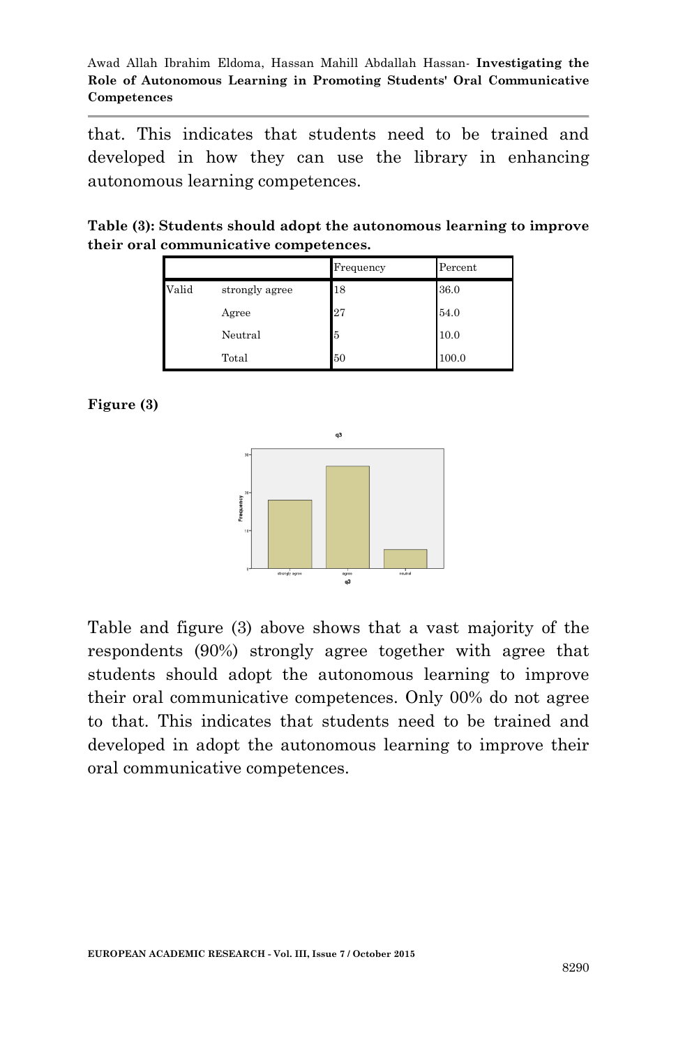that. This indicates that students need to be trained and developed in how they can use the library in enhancing autonomous learning competences.

**Table (3): Students should adopt the autonomous learning to improve their oral communicative competences.**

| | | Frequency | Percent |
|---|---|---|---|
| Valid | strongly agree | 18 | 36.0 |
| | Agree | 27 | 54.0 |
| | Neutral | 5 | 10.0 |
| | Total | 50 | 100.0 |

**Figure (3)**

Table and figure (3) above shows that a vast majority of the respondents (90%) strongly agree together with agree that students should adopt the autonomous learning to improve their oral communicative competences. Only 00% do not agree to that. This indicates that students need to be trained and developed in adopt the autonomous learning to improve their oral communicative competences.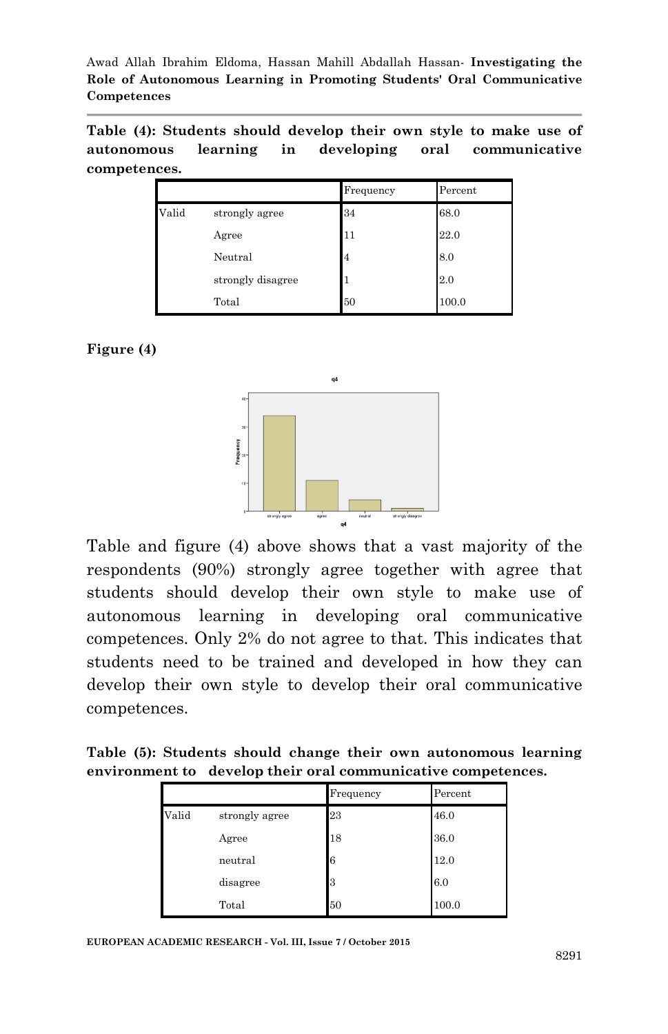**Table (4): Students should develop their own style to make use of autonomous learning in developing oral communicative competences.**

| | | Frequency | Percent |
|---|---|---|---|
| Valid | strongly agree | 34 | 68.0 |
| | Agree | 11 | 22.0 |
| | Neutral | 4 | 8.0 |
| | strongly disagree | 1 | 2.0 |
| | Total | 50 | 100.0 |

**Figure (4)**

Table and figure (4) above shows that a vast majority of the respondents (90%) strongly agree together with agree that students should develop their own style to make use of autonomous learning in developing oral communicative competences. Only 2% do not agree to that. This indicates that students need to be trained and developed in how they can develop their own style to develop their oral communicative competences.

**Table (5): Students should change their own autonomous learning environment to develop their oral communicative competences.**

| | | Frequency | Percent |
|---|---|---|---|
| Valid | strongly agree | 23 | 46.0 |
| | Agree | 18 | 36.0 |
| | neutral | 6 | 12.0 |
| | disagree | 3 | 6.0 |
| | Total | 50 | 100.0 |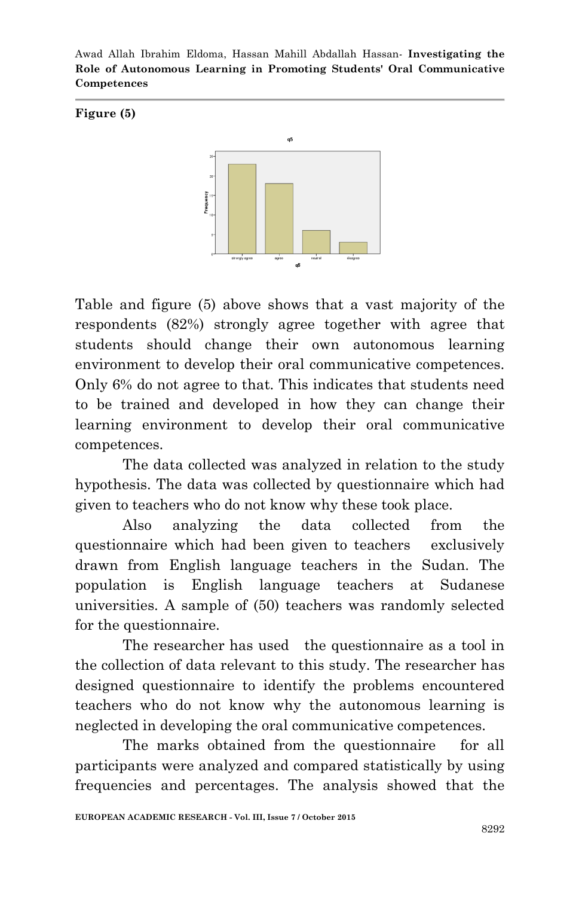**Figure (5)**

Table and figure (5) above shows that a vast majority of the respondents (82%) strongly agree together with agree that students should change their own autonomous learning environment to develop their oral communicative competences. Only 6% do not agree to that. This indicates that students need to be trained and developed in how they can change their learning environment to develop their oral communicative competences.

The data collected was analyzed in relation to the study hypothesis. The data was collected by questionnaire which had given to teachers who do not know why these took place.

Also analyzing the data collected from the questionnaire which had been given to teachers exclusively drawn from English language teachers in the Sudan. The population is English language teachers at Sudanese universities. A sample of (50) teachers was randomly selected for the questionnaire.

The researcher has used the questionnaire as a tool in the collection of data relevant to this study. The researcher has designed questionnaire to identify the problems encountered teachers who do not know why the autonomous learning is neglected in developing the oral communicative competences.

The marks obtained from the questionnaire for all participants were analyzed and compared statistically by using frequencies and percentages. The analysis showed that the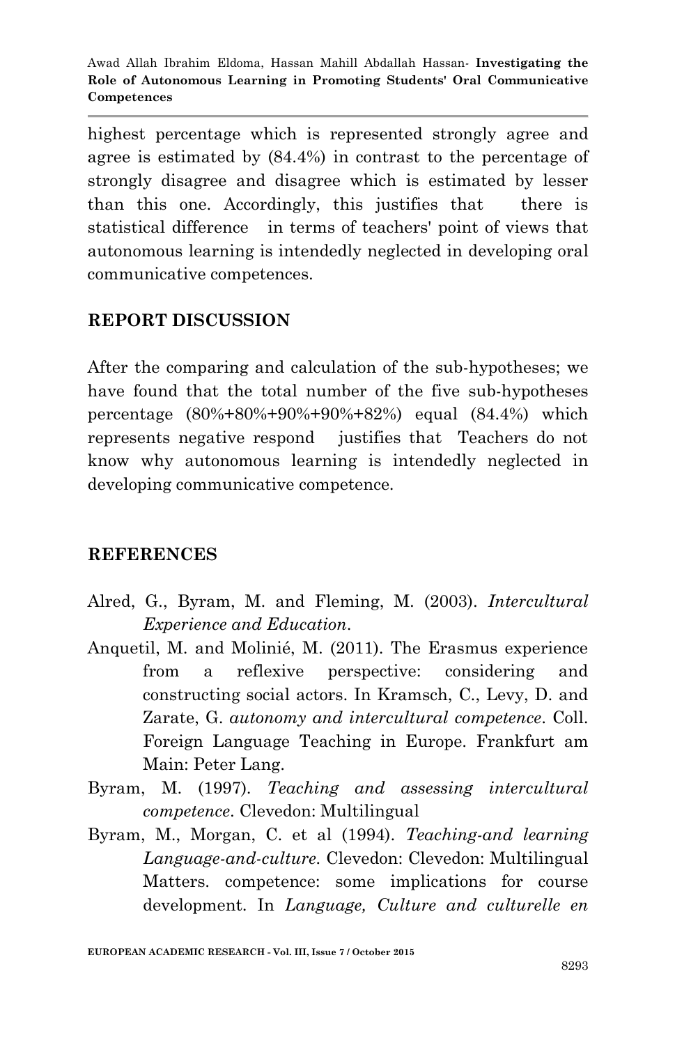highest percentage which is represented strongly agree and agree is estimated by (84.4%) in contrast to the percentage of strongly disagree and disagree which is estimated by lesser than this one. Accordingly, this justifies that there is statistical difference in terms of teachers' point of views that autonomous learning is intendedly neglected in developing oral communicative competences.

## REPORT DISCUSSION

After the comparing and calculation of the sub-hypotheses; we have found that the total number of the five sub-hypotheses percentage (80%+80%+90%+90%+82%) equal (84.4%) which represents negative respond justifies that Teachers do not know why autonomous learning is intendedly neglected in developing communicative competence.

## REFERENCES

Alred, G., Byram, M. and Fleming, M. (2003). *Intercultural Experience and Education*.

Anquetil, M. and Moliné, M. (2011). The Erasmus experience from a reflexive perspective: considering and constructing social actors. In Kramsch, C., Levy, D. and Zarate, G. *autonomy and intercultural competence*. Coll. Foreign Language Teaching in Europe. Frankfurt am Main: Peter Lang.

Byram, M. (1997). *Teaching and assessing intercultural competence*. Clevedon: Multilingual

Byram, M., Morgan, C. et al (1994). *Teaching-and learning Language-and-culture*. Clevedon: Clevedon: Multilingual Matters. competence: some implications for course development. In *Language, Culture and culturelle en*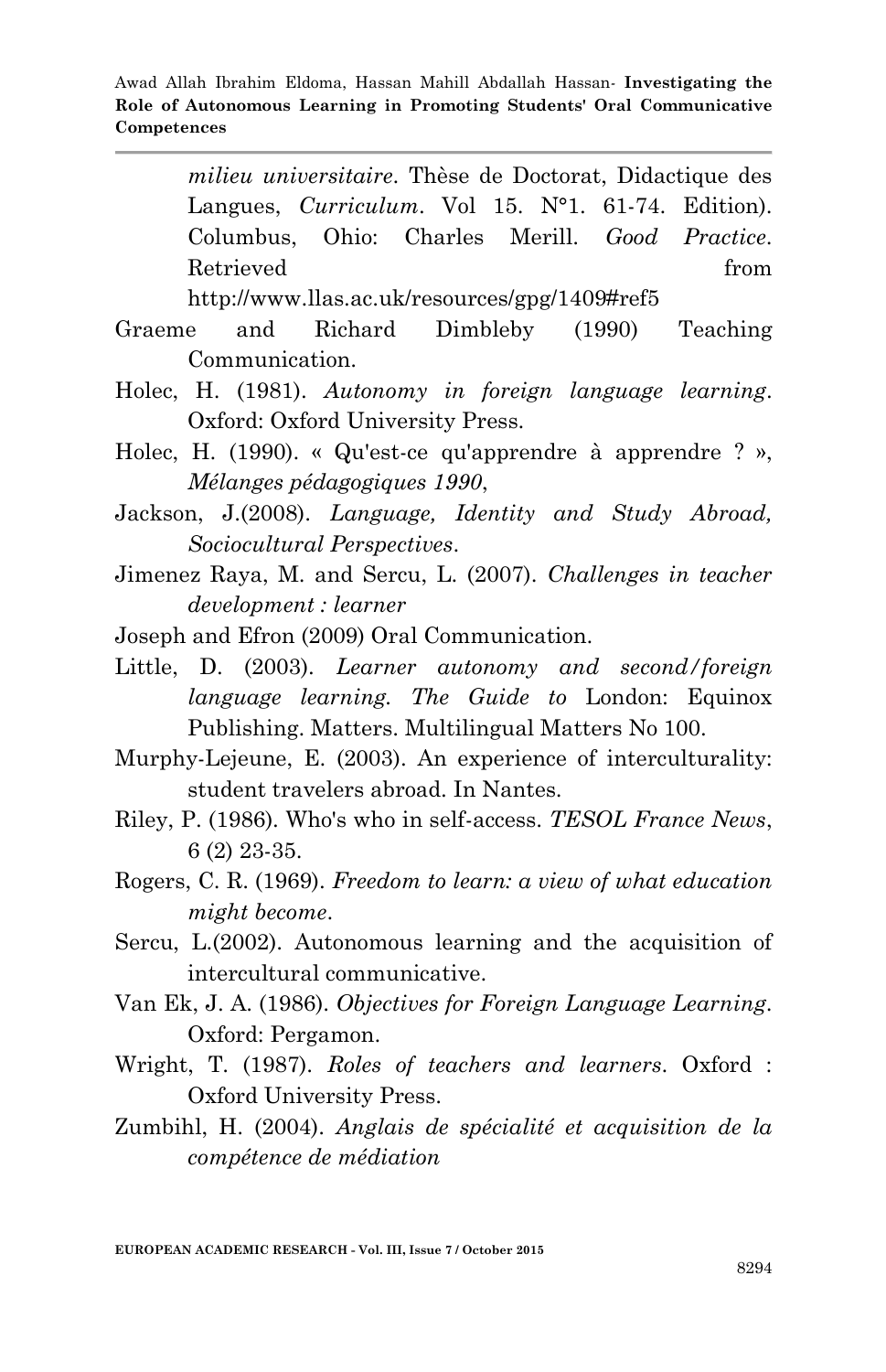*milieu universitaire*. Thèse de Doctorat, Didactique des Langues, *Curriculum*. Vol 15. N°1. 61-74. Edition). Columbus, Ohio: Charles Merill. *Good Practice*. Retrieved from http://www.llas.ac.uk/resources/gpg/1409#ref5

Graeme and Richard Dimbleby (1990) Teaching Communication.

Holec, H. (1981). *Autonomy in foreign language learning*. Oxford: Oxford University Press.

Holec, H. (1990). « Qu'est-ce qu'apprendre à apprendre ? », *Mélanges pédagogiques 1990*,

Jackson, J.(2008). *Language, Identity and Study Abroad, Sociocultural Perspectives*.

Jimenez Raya, M. and Sercu, L. (2007). *Challenges in teacher development : learner*

Joseph and Efron (2009) Oral Communication.

Little, D. (2003). *Learner autonomy and second/foreign language learning. The Guide to* London: Equinox Publishing. Matters. Multilingual Matters No 100.

Murphy-Lejeune, E. (2003). An experience of interculturality: student travelers abroad. In Nantes.

Riley, P. (1986). Who's who in self-access. *TESOL France News*, 6 (2) 23-35.

Rogers, C. R. (1969). *Freedom to learn: a view of what education might become*.

Sercu, L.(2002). Autonomous learning and the acquisition of intercultural communicative.

Van Ek, J. A. (1986). *Objectives for Foreign Language Learning*. Oxford: Pergamon.

Wright, T. (1987). *Roles of teachers and learners*. Oxford : Oxford University Press.

Zumbihl, H. (2004). *Anglais de spécialité et acquisition de la compétence de médiation*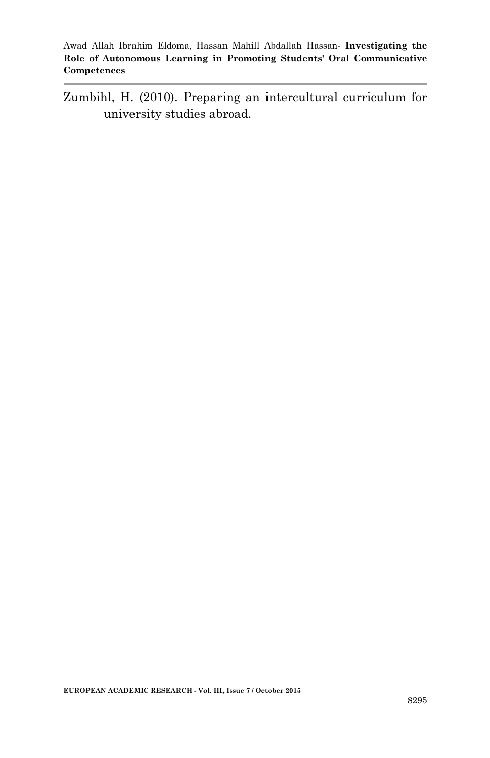Zumbihl, H. (2010). Preparing an intercultural curriculum for university studies abroad.